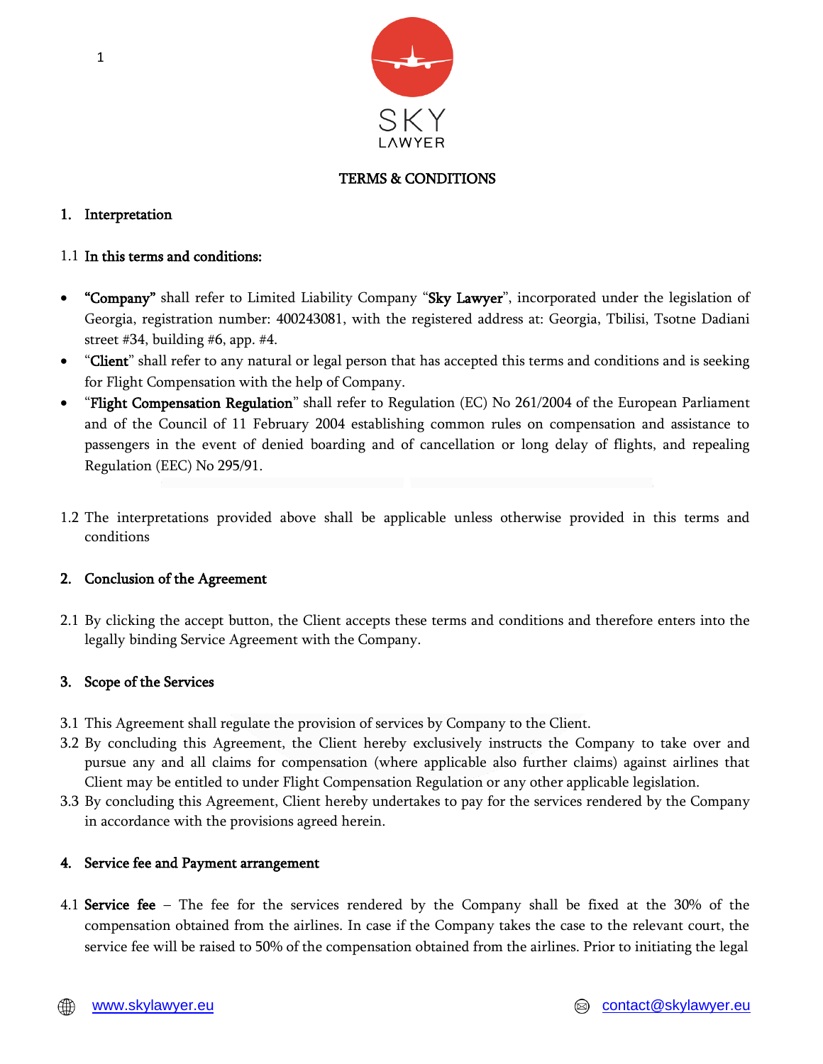SKY LAWYER

# TERMS & CONDITIONS

## 1. Interpretation

1.1 **In this terms and conditions:**

- **"Company"** shall refer to Limited Liability Company "**Sky Lawyer**", incorporated under the legislation of Georgia, registration number: 400243081, with the registered address at: Georgia, Tbilisi, Tsotne Dadiani street #34, building #6, app. #4.
- "**Client**" shall refer to any natural or legal person that has accepted this terms and conditions and is seeking for Flight Compensation with the help of Company.
- "**Flight Compensation Regulation**" shall refer to Regulation (EC) No 261/2004 of the European Parliament and of the Council of 11 February 2004 establishing common rules on compensation and assistance to passengers in the event of denied boarding and of cancellation or long delay of flights, and repealing Regulation (EEC) No 295/91.

1.2 The interpretations provided above shall be applicable unless otherwise provided in this terms and conditions

## 2. Conclusion of the Agreement

2.1 By clicking the accept button, the Client accepts these terms and conditions and therefore enters into the legally binding Service Agreement with the Company.

## 3. Scope of the Services

3.1 This Agreement shall regulate the provision of services by Company to the Client.

3.2 By concluding this Agreement, the Client hereby exclusively instructs the Company to take over and pursue any and all claims for compensation (where applicable also further claims) against airlines that Client may be entitled to under Flight Compensation Regulation or any other applicable legislation.

3.3 By concluding this Agreement, Client hereby undertakes to pay for the services rendered by the Company in accordance with the provisions agreed herein.

## 4. Service fee and Payment arrangement

4.1 **Service fee** – The fee for the services rendered by the Company shall be fixed at the 30% of the compensation obtained from the airlines. In case if the Company takes the case to the relevant court, the service fee will be raised to 50% of the compensation obtained from the airlines. Prior to initiating the legal

www.skylawyer.eu contact@skylawyer.eu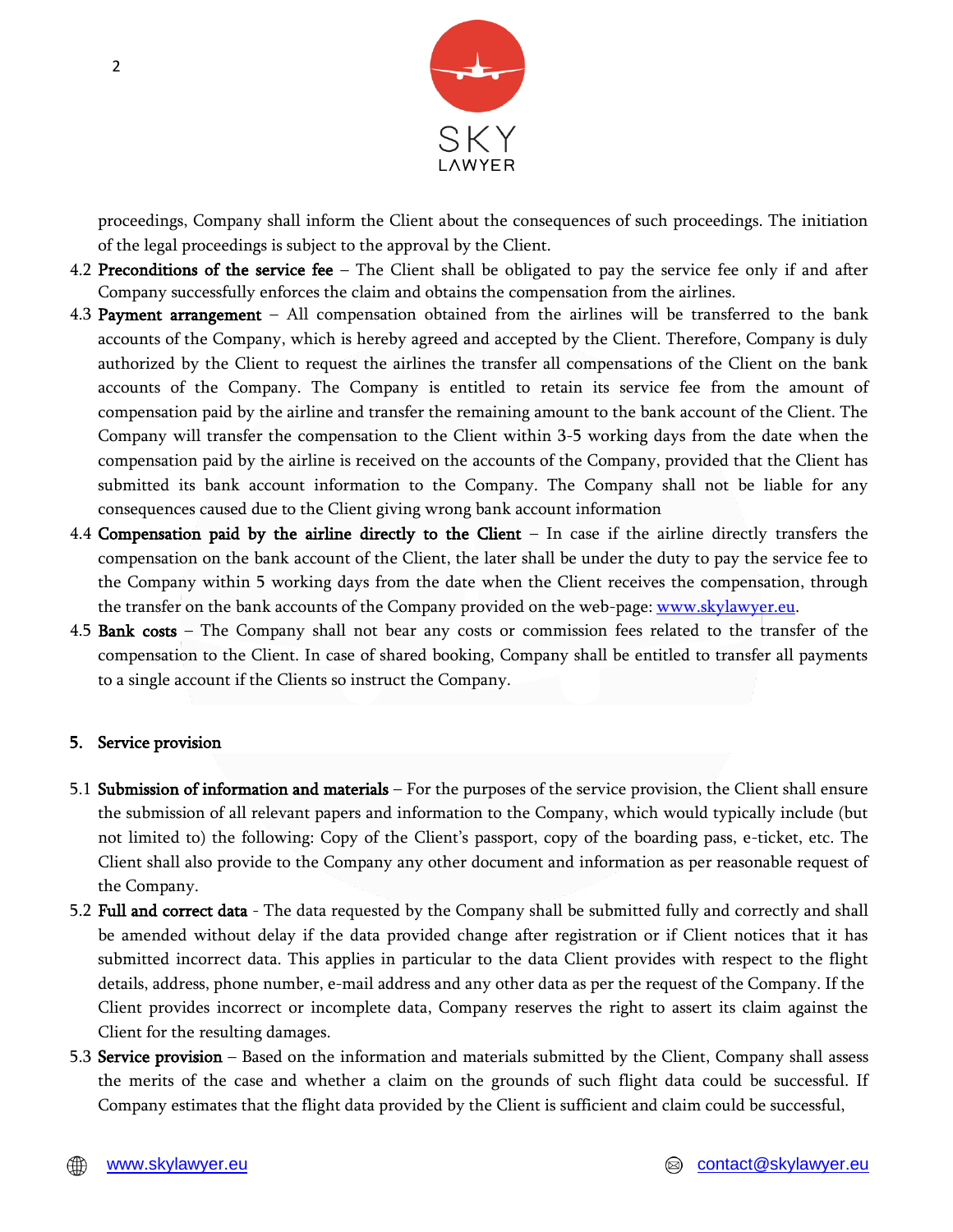proceedings, Company shall inform the Client about the consequences of such proceedings. The initiation of the legal proceedings is subject to the approval by the Client.

4.2 **Preconditions of the service fee** – The Client shall be obligated to pay the service fee only if and after Company successfully enforces the claim and obtains the compensation from the airlines.

4.3 **Payment arrangement** – All compensation obtained from the airlines will be transferred to the bank accounts of the Company, which is hereby agreed and accepted by the Client. Therefore, Company is duly authorized by the Client to request the airlines the transfer all compensations of the Client on the bank accounts of the Company. The Company is entitled to retain its service fee from the amount of compensation paid by the airline and transfer the remaining amount to the bank account of the Client. The Company will transfer the compensation to the Client within 3-5 working days from the date when the compensation paid by the airline is received on the accounts of the Company, provided that the Client has submitted its bank account information to the Company. The Company shall not be liable for any consequences caused due to the Client giving wrong bank account information

4.4 **Compensation paid by the airline directly to the Client** – In case if the airline directly transfers the compensation on the bank account of the Client, the later shall be under the duty to pay the service fee to the Company within 5 working days from the date when the Client receives the compensation, through the transfer on the bank accounts of the Company provided on the web-page: [www.skylawyer.eu](http://www.skylawyer.eu).

4.5 **Bank costs** – The Company shall not bear any costs or commission fees related to the transfer of the compensation to the Client. In case of shared booking, Company shall be entitled to transfer all payments to a single account if the Clients so instruct the Company.

## 5. Service provision

5.1 **Submission of information and materials** – For the purposes of the service provision, the Client shall ensure the submission of all relevant papers and information to the Company, which would typically include (but not limited to) the following: Copy of the Client's passport, copy of the boarding pass, e-ticket, etc. The Client shall also provide to the Company any other document and information as per reasonable request of the Company.

5.2 **Full and correct data** - The data requested by the Company shall be submitted fully and correctly and shall be amended without delay if the data provided change after registration or if Client notices that it has submitted incorrect data. This applies in particular to the data Client provides with respect to the flight details, address, phone number, e-mail address and any other data as per the request of the Company. If the Client provides incorrect or incomplete data, Company reserves the right to assert its claim against the Client for the resulting damages.

5.3 **Service provision** – Based on the information and materials submitted by the Client, Company shall assess the merits of the case and whether a claim on the grounds of such flight data could be successful. If Company estimates that the flight data provided by the Client is sufficient and claim could be successful,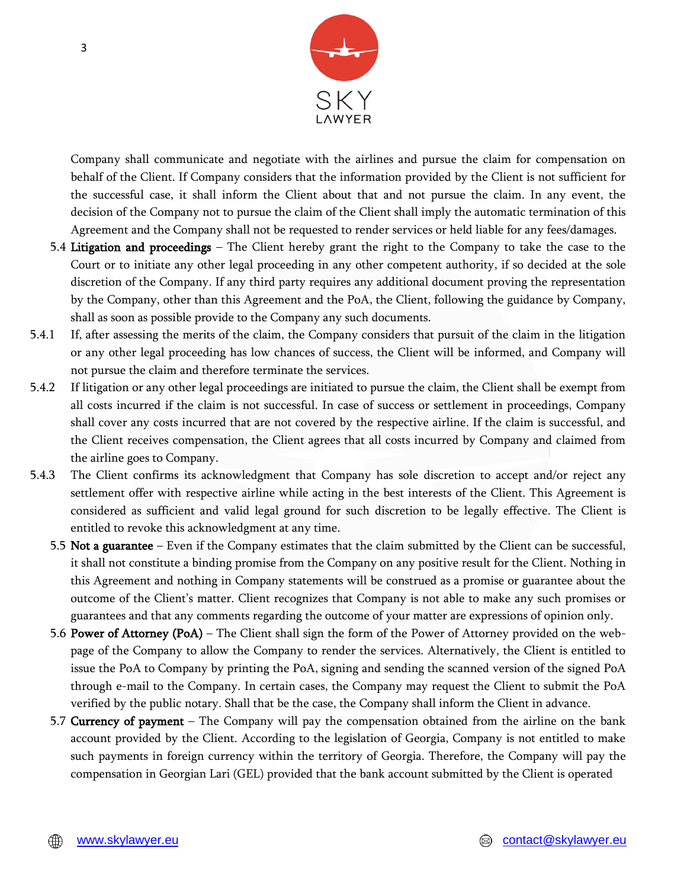Company shall communicate and negotiate with the airlines and pursue the claim for compensation on behalf of the Client. If Company considers that the information provided by the Client is not sufficient for the successful case, it shall inform the Client about that and not pursue the claim. In any event, the decision of the Company not to pursue the claim of the Client shall imply the automatic termination of this Agreement and the Company shall not be requested to render services or held liable for any fees/damages.

5.4 **Litigation and proceedings** – The Client hereby grant the right to the Company to take the case to the Court or to initiate any other legal proceeding in any other competent authority, if so decided at the sole discretion of the Company. If any third party requires any additional document proving the representation by the Company, other than this Agreement and the PoA, the Client, following the guidance by Company, shall as soon as possible provide to the Company any such documents.

5.4.1 If, after assessing the merits of the claim, the Company considers that pursuit of the claim in the litigation or any other legal proceeding has low chances of success, the Client will be informed, and Company will not pursue the claim and therefore terminate the services.

5.4.2 If litigation or any other legal proceedings are initiated to pursue the claim, the Client shall be exempt from all costs incurred if the claim is not successful. In case of success or settlement in proceedings, Company shall cover any costs incurred that are not covered by the respective airline. If the claim is successful, and the Client receives compensation, the Client agrees that all costs incurred by Company and claimed from the airline goes to Company.

5.4.3 The Client confirms its acknowledgment that Company has sole discretion to accept and/or reject any settlement offer with respective airline while acting in the best interests of the Client. This Agreement is considered as sufficient and valid legal ground for such discretion to be legally effective. The Client is entitled to revoke this acknowledgment at any time.

5.5 **Not a guarantee** – Even if the Company estimates that the claim submitted by the Client can be successful, it shall not constitute a binding promise from the Company on any positive result for the Client. Nothing in this Agreement and nothing in Company statements will be construed as a promise or guarantee about the outcome of the Client's matter. Client recognizes that Company is not able to make any such promises or guarantees and that any comments regarding the outcome of your matter are expressions of opinion only.

5.6 **Power of Attorney (PoA)** – The Client shall sign the form of the Power of Attorney provided on the web-page of the Company to allow the Company to render the services. Alternatively, the Client is entitled to issue the PoA to Company by printing the PoA, signing and sending the scanned version of the signed PoA through e-mail to the Company. In certain cases, the Company may request the Client to submit the PoA verified by the public notary. Shall that be the case, the Company shall inform the Client in advance.

5.7 **Currency of payment** – The Company will pay the compensation obtained from the airline on the bank account provided by the Client. According to the legislation of Georgia, Company is not entitled to make such payments in foreign currency within the territory of Georgia. Therefore, the Company will pay the compensation in Georgian Lari (GEL) provided that the bank account submitted by the Client is operated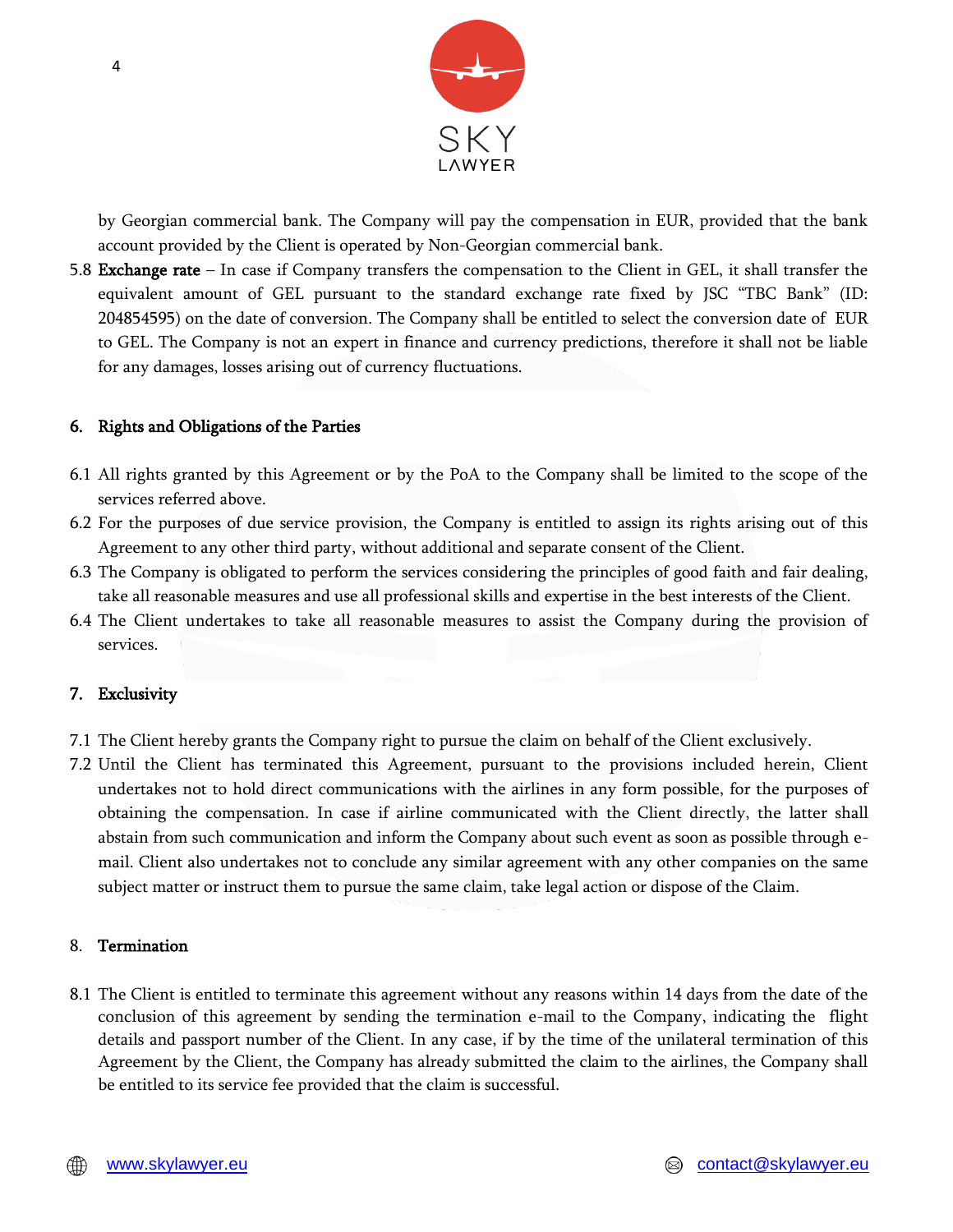by Georgian commercial bank. The Company will pay the compensation in EUR, provided that the bank account provided by the Client is operated by Non-Georgian commercial bank.

5.8 **Exchange rate** – In case if Company transfers the compensation to the Client in GEL, it shall transfer the equivalent amount of GEL pursuant to the standard exchange rate fixed by JSC "TBC Bank" (ID: 204854595) on the date of conversion. The Company shall be entitled to select the conversion date of EUR to GEL. The Company is not an expert in finance and currency predictions, therefore it shall not be liable for any damages, losses arising out of currency fluctuations.

## 6. Rights and Obligations of the Parties

6.1 All rights granted by this Agreement or by the PoA to the Company shall be limited to the scope of the services referred above.

6.2 For the purposes of due service provision, the Company is entitled to assign its rights arising out of this Agreement to any other third party, without additional and separate consent of the Client.

6.3 The Company is obligated to perform the services considering the principles of good faith and fair dealing, take all reasonable measures and use all professional skills and expertise in the best interests of the Client.

6.4 The Client undertakes to take all reasonable measures to assist the Company during the provision of services.

## 7. Exclusivity

7.1 The Client hereby grants the Company right to pursue the claim on behalf of the Client exclusively.

7.2 Until the Client has terminated this Agreement, pursuant to the provisions included herein, Client undertakes not to hold direct communications with the airlines in any form possible, for the purposes of obtaining the compensation. In case if airline communicated with the Client directly, the latter shall abstain from such communication and inform the Company about such event as soon as possible through e-mail. Client also undertakes not to conclude any similar agreement with any other companies on the same subject matter or instruct them to pursue the same claim, take legal action or dispose of the Claim.

## 8. Termination

8.1 The Client is entitled to terminate this agreement without any reasons within 14 days from the date of the conclusion of this agreement by sending the termination e-mail to the Company, indicating the flight details and passport number of the Client. In any case, if by the time of the unilateral termination of this Agreement by the Client, the Company has already submitted the claim to the airlines, the Company shall be entitled to its service fee provided that the claim is successful.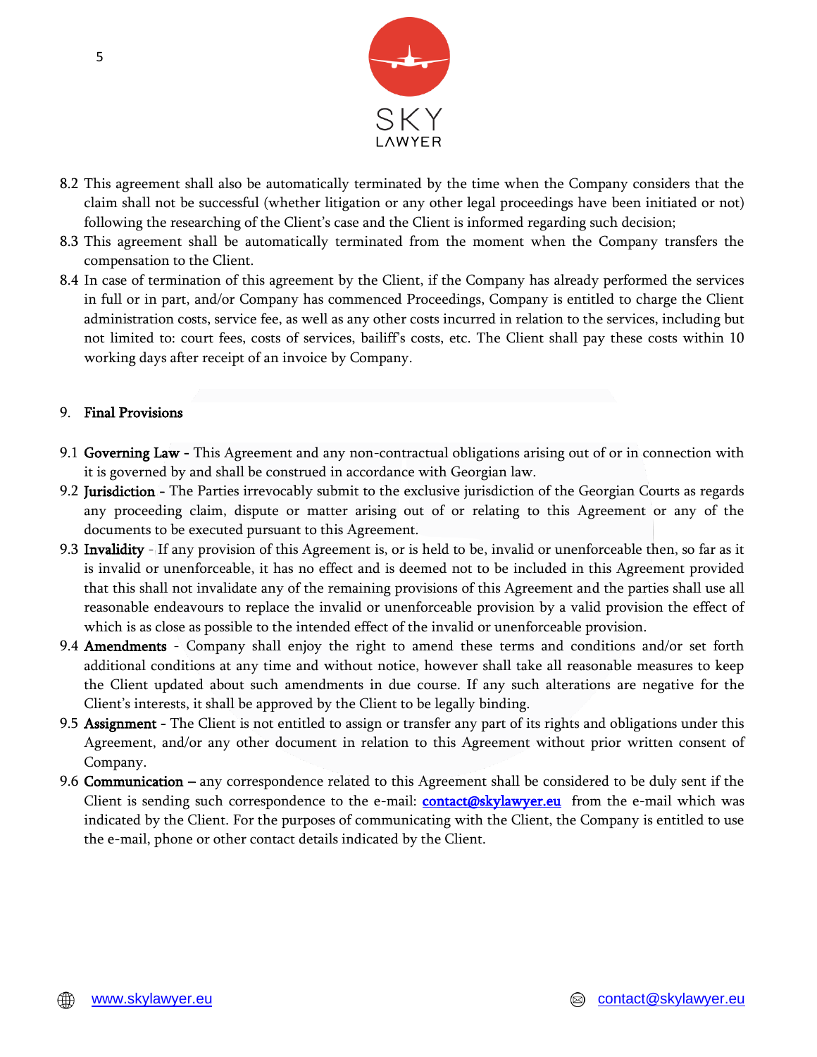8.2 This agreement shall also be automatically terminated by the time when the Company considers that the claim shall not be successful (whether litigation or any other legal proceedings have been initiated or not) following the researching of the Client's case and the Client is informed regarding such decision;

8.3 This agreement shall be automatically terminated from the moment when the Company transfers the compensation to the Client.

8.4 In case of termination of this agreement by the Client, if the Company has already performed the services in full or in part, and/or Company has commenced Proceedings, Company is entitled to charge the Client administration costs, service fee, as well as any other costs incurred in relation to the services, including but not limited to: court fees, costs of services, bailiff's costs, etc. The Client shall pay these costs within 10 working days after receipt of an invoice by Company.

## 9. Final Provisions

9.1 **Governing Law** - This Agreement and any non-contractual obligations arising out of or in connection with it is governed by and shall be construed in accordance with Georgian law.

9.2 **Jurisdiction** - The Parties irrevocably submit to the exclusive jurisdiction of the Georgian Courts as regards any proceeding claim, dispute or matter arising out of or relating to this Agreement or any of the documents to be executed pursuant to this Agreement.

9.3 **Invalidity** - If any provision of this Agreement is, or is held to be, invalid or unenforceable then, so far as it is invalid or unenforceable, it has no effect and is deemed not to be included in this Agreement provided that this shall not invalidate any of the remaining provisions of this Agreement and the parties shall use all reasonable endeavours to replace the invalid or unenforceable provision by a valid provision the effect of which is as close as possible to the intended effect of the invalid or unenforceable provision.

9.4 **Amendments** - Company shall enjoy the right to amend these terms and conditions and/or set forth additional conditions at any time and without notice, however shall take all reasonable measures to keep the Client updated about such amendments in due course. If any such alterations are negative for the Client's interests, it shall be approved by the Client to be legally binding.

9.5 **Assignment** - The Client is not entitled to assign or transfer any part of its rights and obligations under this Agreement, and/or any other document in relation to this Agreement without prior written consent of Company.

9.6 **Communication** – any correspondence related to this Agreement shall be considered to be duly sent if the Client is sending such correspondence to the e-mail: **contact@skylawyer.eu** from the e-mail which was indicated by the Client. For the purposes of communicating with the Client, the Company is entitled to use the e-mail, phone or other contact details indicated by the Client.